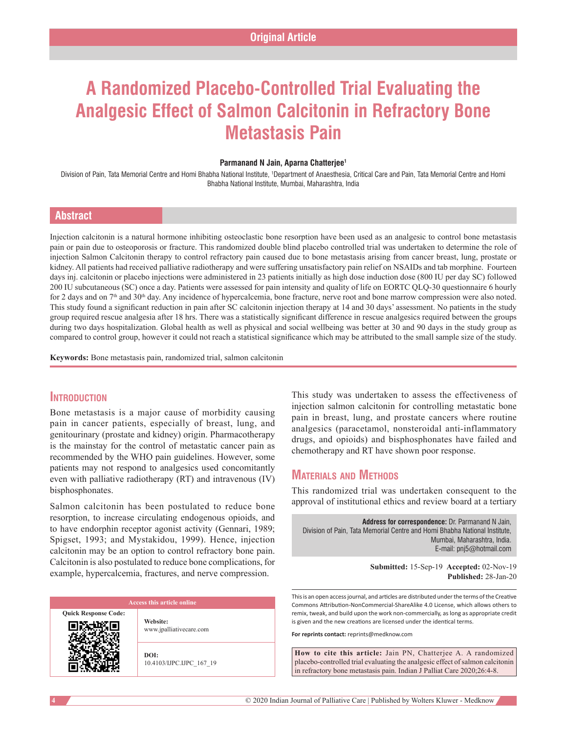Original Article

# A Randomized Placebo-Controlled Trial Evaluating the Analgesic Effect of Salmon Calcitonin in Refractory Bone Metastasis Pain

**Parmanand N Jain, Aparna Chatterjee[1]**

Division of Pain, Tata Memorial Centre and Homi Bhabha National Institute, [1]Department of Anaesthesia, Critical Care and Pain, Tata Memorial Centre and Homi Bhabha National Institute, Mumbai, Maharashtra, India

## Abstract

Injection calcitonin is a natural hormone inhibiting osteoclastic bone resorption have been used as an analgesic to control bone metastasis pain or pain due to osteoporosis or fracture. This randomized double blind placebo controlled trial was undertaken to determine the role of injection Salmon Calcitonin therapy to control refractory pain caused due to bone metastasis arising from cancer breast, lung, prostate or kidney. All patients had received palliative radiotherapy and were suffering unsatisfactory pain relief on NSAIDs and tab morphine. Fourteen days inj. calcitonin or placebo injections were administered in 23 patients initially as high dose induction dose (800 IU per day SC) followed 200 IU subcutaneous (SC) once a day. Patients were assessed for pain intensity and quality of life on EORTC QLQ-30 questionnaire 6 hourly for 2 days and on 7[th] and 30[th] day. Any incidence of hypercalcemia, bone fracture, nerve root and bone marrow compression were also noted. This study found a significant reduction in pain after SC calcitonin injection therapy at 14 and 30 days' assessment. No patients in the study group required rescue analgesia after 18 hrs. There was a statistically significant difference in rescue analgesics required between the groups during two days hospitalization. Global health as well as physical and social wellbeing was better at 30 and 90 days in the study group as compared to control group, however it could not reach a statistical significance which may be attributed to the small sample size of the study.

**Keywords:** Bone metastasis pain, randomized trial, salmon calcitonin

## Introduction

Bone metastasis is a major cause of morbidity causing pain in cancer patients, especially of breast, lung, and genitourinary (prostate and kidney) origin. Pharmacotherapy is the mainstay for the control of metastatic cancer pain as recommended by the WHO pain guidelines. However, some patients may not respond to analgesics used concomitantly even with palliative radiotherapy (RT) and intravenous (IV) bisphosphonates.

Salmon calcitonin has been postulated to reduce bone resorption, to increase circulating endogenous opioids, and to have endorphin receptor agonist activity (Gennari, 1989; Spigset, 1993; and Mystakidou, 1999). Hence, injection calcitonin may be an option to control refractory bone pain. Calcitonin is also postulated to reduce bone complications, for example, hypercalcemia, fractures, and nerve compression.

This study was undertaken to assess the effectiveness of injection salmon calcitonin for controlling metastatic bone pain in breast, lung, and prostate cancers where routine analgesics (paracetamol, nonsteroidal anti-inflammatory drugs, and opioids) and bisphosphonates have failed and chemotherapy and RT have shown poor response.

## Materials and Methods

This randomized trial was undertaken consequent to the approval of institutional ethics and review board at a tertiary

**Address for correspondence:** Dr. Parmanand N Jain,
Division of Pain, Tata Memorial Centre and Homi Bhabha National Institute,
Mumbai, Maharashtra, India.
E-mail: pnj5@hotmail.com

**Submitted:** 15-Sep-19 **Accepted:** 02-Nov-19 **Published:** 28-Jan-20

| Access this article online | |
|---|---|
| Quick Response Code: | **Website:** www.jpalliativecare.com |
| | **DOI:** 10.4103/IJPC.IJPC_167_19 |

This is an open access journal, and articles are distributed under the terms of the Creative Commons Attribution-NonCommercial-ShareAlike 4.0 License, which allows others to remix, tweak, and build upon the work non-commercially, as long as appropriate credit is given and the new creations are licensed under the identical terms.

**For reprints contact:** reprints@medknow.com

**How to cite this article:** Jain PN, Chatterjee A. A randomized placebo-controlled trial evaluating the analgesic effect of salmon calcitonin in refractory bone metastasis pain. Indian J Palliat Care 2020;26:4-8.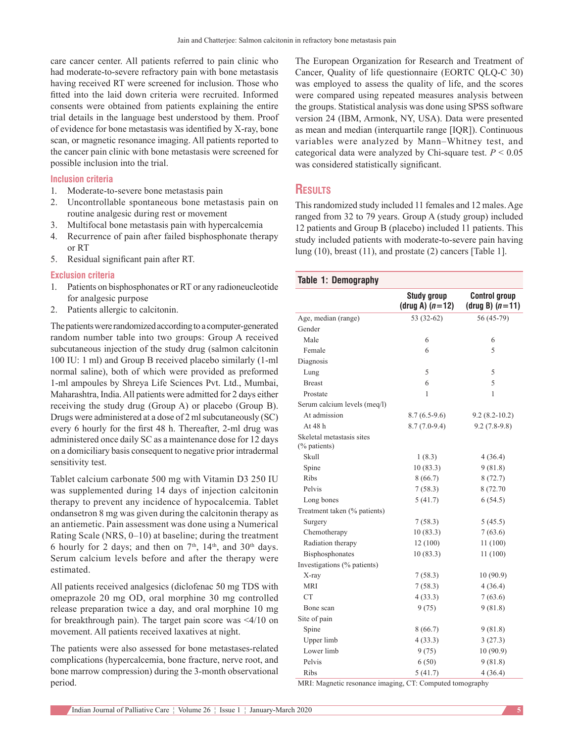care cancer center. All patients referred to pain clinic who had moderate-to-severe refractory pain with bone metastasis having received RT were screened for inclusion. Those who fitted into the laid down criteria were recruited. Informed consents were obtained from patients explaining the entire trial details in the language best understood by them. Proof of evidence for bone metastasis was identified by X-ray, bone scan, or magnetic resonance imaging. All patients reported to the cancer pain clinic with bone metastasis were screened for possible inclusion into the trial.

### Inclusion criteria

1. Moderate-to-severe bone metastasis pain
2. Uncontrollable spontaneous bone metastasis pain on routine analgesic during rest or movement
3. Multifocal bone metastasis pain with hypercalcemia
4. Recurrence of pain after failed bisphosphonate therapy or RT
5. Residual significant pain after RT.

### Exclusion criteria

1. Patients on bisphosphonates or RT or any radioneucleotide for analgesic purpose
2. Patients allergic to calcitonin.

The patients were randomized according to a computer-generated random number table into two groups: Group A received subcutaneous injection of the study drug (salmon calcitonin 100 IU: 1 ml) and Group B received placebo similarly (1-ml normal saline), both of which were provided as preformed 1-ml ampoules by Shreya Life Sciences Pvt. Ltd., Mumbai, Maharashtra, India. All patients were admitted for 2 days either receiving the study drug (Group A) or placebo (Group B). Drugs were administered at a dose of 2 ml subcutaneously (SC) every 6 hourly for the first 48 h. Thereafter, 2-ml drug was administered once daily SC as a maintenance dose for 12 days on a domiciliary basis consequent to negative prior intradermal sensitivity test.

Tablet calcium carbonate 500 mg with Vitamin D3 250 IU was supplemented during 14 days of injection calcitonin therapy to prevent any incidence of hypocalcemia. Tablet ondansetron 8 mg was given during the calcitonin therapy as an antiemetic. Pain assessment was done using a Numerical Rating Scale (NRS, 0–10) at baseline; during the treatment 6 hourly for 2 days; and then on 7th, 14th, and 30th days. Serum calcium levels before and after the therapy were estimated.

All patients received analgesics (diclofenac 50 mg TDS with omeprazole 20 mg OD, oral morphine 30 mg controlled release preparation twice a day, and oral morphine 10 mg for breakthrough pain). The target pain score was <4/10 on movement. All patients received laxatives at night.

The patients were also assessed for bone metastases-related complications (hypercalcemia, bone fracture, nerve root, and bone marrow compression) during the 3-month observational period.

The European Organization for Research and Treatment of Cancer, Quality of life questionnaire (EORTC QLQ-C 30) was employed to assess the quality of life, and the scores were compared using repeated measures analysis between the groups. Statistical analysis was done using SPSS software version 24 (IBM, Armonk, NY, USA). Data were presented as mean and median (interquartile range [IQR]). Continuous variables were analyzed by Mann–Whitney test, and categorical data were analyzed by Chi-square test. $P < 0.05$ was considered statistically significant.

## Results

This randomized study included 11 females and 12 males. Age ranged from 32 to 79 years. Group A (study group) included 12 patients and Group B (placebo) included 11 patients. This study included patients with moderate-to-severe pain having lung (10), breast (11), and prostate (2) cancers [Table 1].

**Table 1: Demography**

| | Study group (drug A) ($n$=12) | Control group (drug B) ($n$=11) |
|---|---|---|
| Age, median (range) | 53 (32-62) | 56 (45-79) |
| Gender | | |
| Male | 6 | 6 |
| Female | 6 | 5 |
| Diagnosis | | |
| Lung | 5 | 5 |
| Breast | 6 | 5 |
| Prostate | 1 | 1 |
| Serum calcium levels (meq/l) | | |
| At admission | 8.7 (6.5-9.6) | 9.2 (8.2-10.2) |
| At 48 h | 8.7 (7.0-9.4) | 9.2 (7.8-9.8) |
| Skeletal metastasis sites (% patients) | | |
| Skull | 1 (8.3) | 4 (36.4) |
| Spine | 10 (83.3) | 9 (81.8) |
| Ribs | 8 (66.7) | 8 (72.7) |
| Pelvis | 7 (58.3) | 8 (72.70 |
| Long bones | 5 (41.7) | 6 (54.5) |
| Treatment taken (% patients) | | |
| Surgery | 7 (58.3) | 5 (45.5) |
| Chemotherapy | 10 (83.3) | 7 (63.6) |
| Radiation therapy | 12 (100) | 11 (100) |
| Bisphosphonates | 10 (83.3) | 11 (100) |
| Investigations (% patients) | | |
| X-ray | 7 (58.3) | 10 (90.9) |
| MRI | 7 (58.3) | 4 (36.4) |
| CT | 4 (33.3) | 7 (63.6) |
| Bone scan | 9 (75) | 9 (81.8) |
| Site of pain | | |
| Spine | 8 (66.7) | 9 (81.8) |
| Upper limb | 4 (33.3) | 3 (27.3) |
| Lower limb | 9 (75) | 10 (90.9) |
| Pelvis | 6 (50) | 9 (81.8) |
| Ribs | 5 (41.7) | 4 (36.4) |

MRI: Magnetic resonance imaging, CT: Computed tomography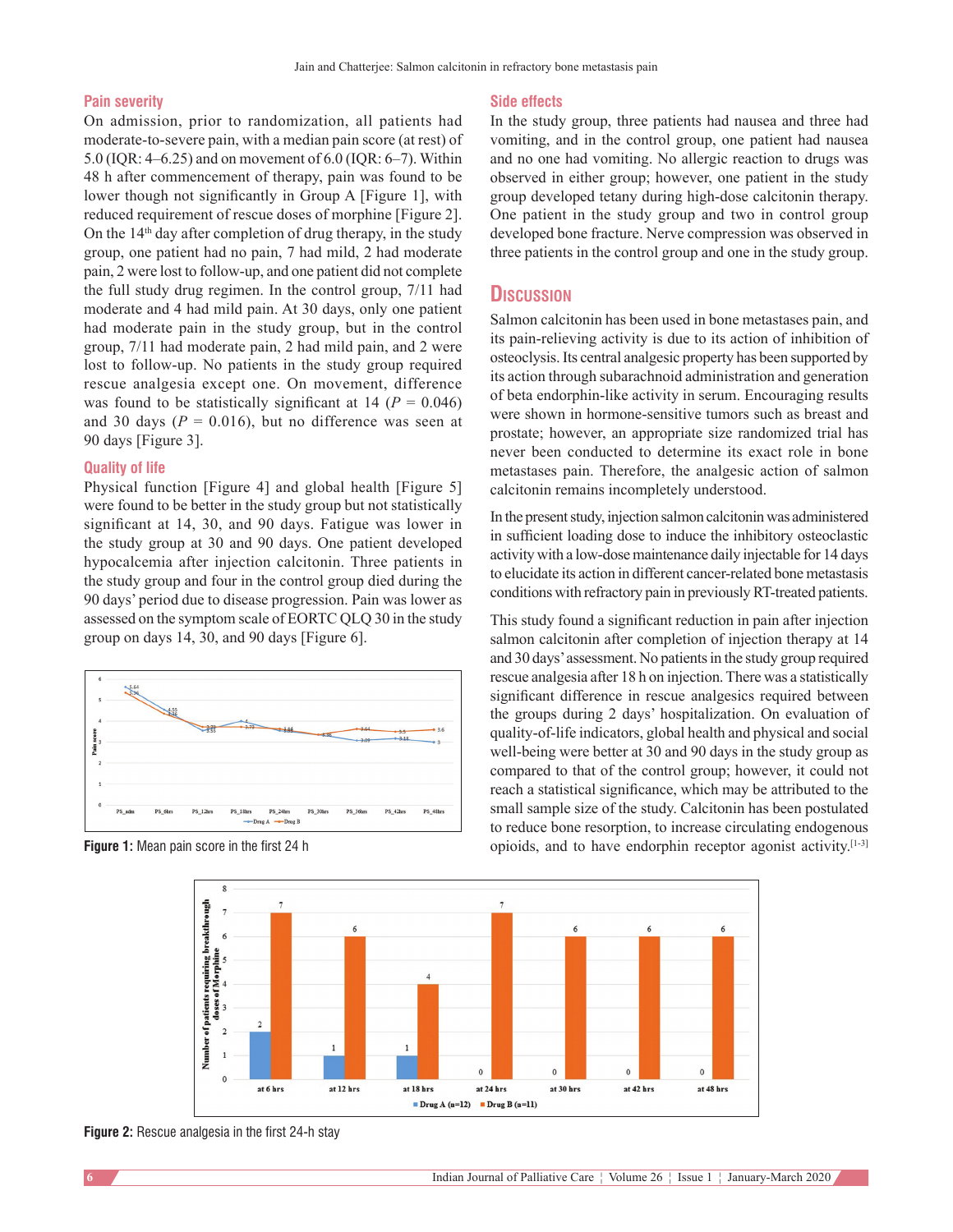### Pain severity

On admission, prior to randomization, all patients had moderate-to-severe pain, with a median pain score (at rest) of 5.0 (IQR: 4–6.25) and on movement of 6.0 (IQR: 6–7). Within 48 h after commencement of therapy, pain was found to be lower though not significantly in Group A [Figure 1], with reduced requirement of rescue doses of morphine [Figure 2]. On the 14th day after completion of drug therapy, in the study group, one patient had no pain, 7 had mild, 2 had moderate pain, 2 were lost to follow-up, and one patient did not complete the full study drug regimen. In the control group, 7/11 had moderate and 4 had mild pain. At 30 days, only one patient had moderate pain in the study group, but in the control group, 7/11 had moderate pain, 2 had mild pain, and 2 were lost to follow-up. No patients in the study group required rescue analgesia except one. On movement, difference was found to be statistically significant at 14 ($P = 0.046$) and 30 days ($P = 0.016$), but no difference was seen at 90 days [Figure 3].

### Quality of life

Physical function [Figure 4] and global health [Figure 5] were found to be better in the study group but not statistically significant at 14, 30, and 90 days. Fatigue was lower in the study group at 30 and 90 days. One patient developed hypocalcemia after injection calcitonin. Three patients in the study group and four in the control group died during the 90 days' period due to disease progression. Pain was lower as assessed on the symptom scale of EORTC QLQ 30 in the study group on days 14, 30, and 90 days [Figure 6].

Figure 1: Mean pain score in the first 24 h

### Side effects

In the study group, three patients had nausea and three had vomiting, and in the control group, one patient had nausea and no one had vomiting. No allergic reaction to drugs was observed in either group; however, one patient in the study group developed tetany during high-dose calcitonin therapy. One patient in the study group and two in control group developed bone fracture. Nerve compression was observed in three patients in the control group and one in the study group.

## Discussion

Salmon calcitonin has been used in bone metastases pain, and its pain-relieving activity is due to its action of inhibition of osteoclysis. Its central analgesic property has been supported by its action through subarachnoid administration and generation of beta endorphin-like activity in serum. Encouraging results were shown in hormone-sensitive tumors such as breast and prostate; however, an appropriate size randomized trial has never been conducted to determine its exact role in bone metastases pain. Therefore, the analgesic action of salmon calcitonin remains incompletely understood.

In the present study, injection salmon calcitonin was administered in sufficient loading dose to induce the inhibitory osteoclastic activity with a low-dose maintenance daily injectable for 14 days to elucidate its action in different cancer-related bone metastasis conditions with refractory pain in previously RT-treated patients.

This study found a significant reduction in pain after injection salmon calcitonin after completion of injection therapy at 14 and 30 days' assessment. No patients in the study group required rescue analgesia after 18 h on injection. There was a statistically significant difference in rescue analgesics required between the groups during 2 days' hospitalization. On evaluation of quality-of-life indicators, global health and physical and social well-being were better at 30 and 90 days in the study group as compared to that of the control group; however, it could not reach a statistical significance, which may be attributed to the small sample size of the study. Calcitonin has been postulated to reduce bone resorption, to increase circulating endogenous opioids, and to have endorphin receptor agonist activity.[1-3]

Figure 2: Rescue analgesia in the first 24-h stay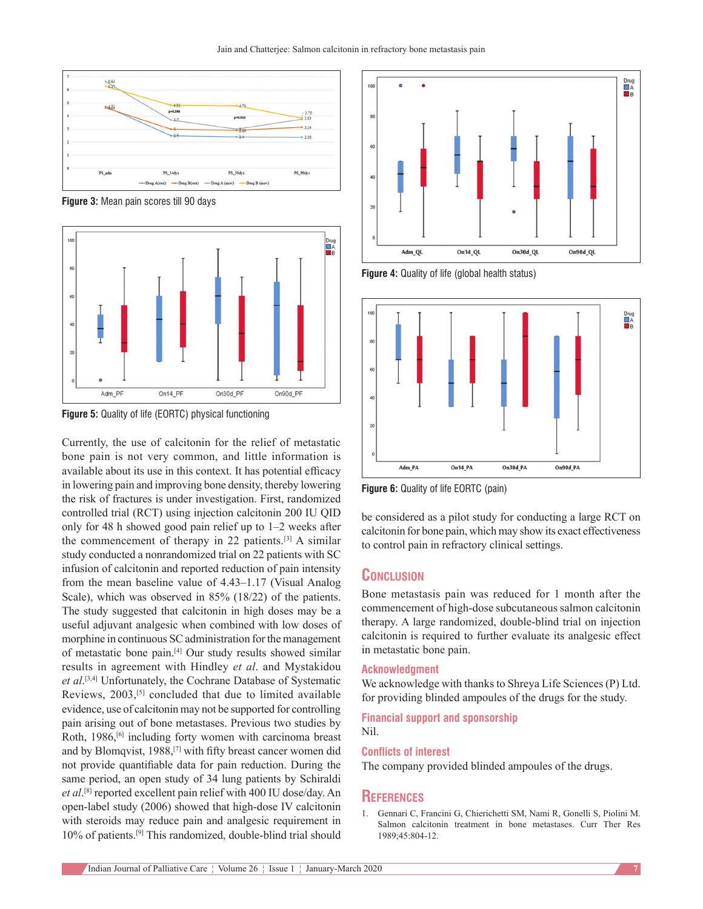Figure 3: Mean pain scores till 90 days

Figure 5: Quality of life (EORTC) physical functioning

Figure 4: Quality of life (global health status)

Figure 6: Quality of life EORTC (pain)

Currently, the use of calcitonin for the relief of metastatic bone pain is not very common, and little information is available about its use in this context. It has potential efficacy in lowering pain and improving bone density, thereby lowering the risk of fractures is under investigation. First, randomized controlled trial (RCT) using injection calcitonin 200 IU QID only for 48 h showed good pain relief up to 1–2 weeks after the commencement of therapy in 22 patients.[3] A similar study conducted a nonrandomized trial on 22 patients with SC infusion of calcitonin and reported reduction of pain intensity from the mean baseline value of 4.43–1.17 (Visual Analog Scale), which was observed in 85% (18/22) of the patients. The study suggested that calcitonin in high doses may be a useful adjuvant analgesic when combined with low doses of morphine in continuous SC administration for the management of metastatic bone pain.[4] Our study results showed similar results in agreement with Hindley *et al*. and Mystakidou *et al*.[3,4] Unfortunately, the Cochrane Database of Systematic Reviews, 2003,[5] concluded that due to limited available evidence, use of calcitonin may not be supported for controlling pain arising out of bone metastases. Previous two studies by Roth, 1986,[6] including forty women with carcinoma breast and by Blomqvist, 1988,[7] with fifty breast cancer women did not provide quantifiable data for pain reduction. During the same period, an open study of 34 lung patients by Schiraldi *et al*.[8] reported excellent pain relief with 400 IU dose/day. An open-label study (2006) showed that high-dose IV calcitonin with steroids may reduce pain and analgesic requirement in 10% of patients.[9] This randomized, double-blind trial should be considered as a pilot study for conducting a large RCT on calcitonin for bone pain, which may show its exact effectiveness to control pain in refractory clinical settings.

## Conclusion

Bone metastasis pain was reduced for 1 month after the commencement of high-dose subcutaneous salmon calcitonin therapy. A large randomized, double-blind trial on injection calcitonin is required to further evaluate its analgesic effect in metastatic bone pain.

### Acknowledgment

We acknowledge with thanks to Shreya Life Sciences (P) Ltd. for providing blinded ampoules of the drugs for the study.

### Financial support and sponsorship

Nil.

### Conflicts of interest

The company provided blinded ampoules of the drugs.

## References

1. Gennari C, Francini G, Chierichetti SM, Nami R, Gonelli S, Piolini M. Salmon calcitonin treatment in bone metastases. Curr Ther Res 1989;45:804-12.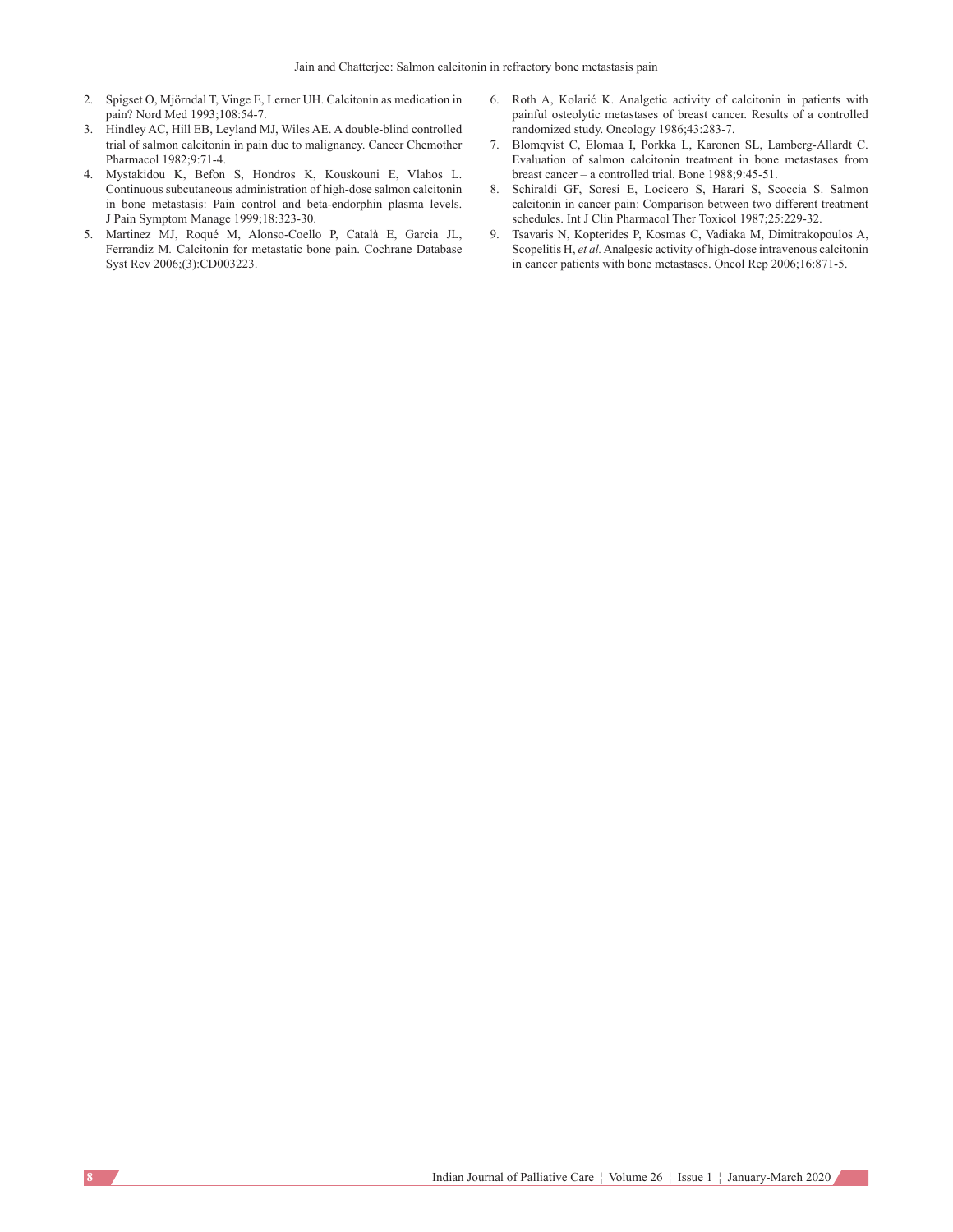2. Spigset O, Mjörndal T, Vinge E, Lerner UH. Calcitonin as medication in pain? Nord Med 1993;108:54-7.
3. Hindley AC, Hill EB, Leyland MJ, Wiles AE. A double-blind controlled trial of salmon calcitonin in pain due to malignancy. Cancer Chemother Pharmacol 1982;9:71-4.
4. Mystakidou K, Befon S, Hondros K, Kouskouni E, Vlahos L. Continuous subcutaneous administration of high-dose salmon calcitonin in bone metastasis: Pain control and beta-endorphin plasma levels. J Pain Symptom Manage 1999;18:323-30.
5. Martinez MJ, Roqué M, Alonso-Coello P, Català E, Garcia JL, Ferrandiz M. Calcitonin for metastatic bone pain. Cochrane Database Syst Rev 2006;(3):CD003223.
6. Roth A, Kolarić K. Analgetic activity of calcitonin in patients with painful osteolytic metastases of breast cancer. Results of a controlled randomized study. Oncology 1986;43:283-7.
7. Blomqvist C, Elomaa I, Porkka L, Karonen SL, Lamberg-Allardt C. Evaluation of salmon calcitonin treatment in bone metastases from breast cancer – a controlled trial. Bone 1988;9:45-51.
8. Schiraldi GF, Soresi E, Locicero S, Harari S, Scoccia S. Salmon calcitonin in cancer pain: Comparison between two different treatment schedules. Int J Clin Pharmacol Ther Toxicol 1987;25:229-32.
9. Tsavaris N, Kopterides P, Kosmas C, Vadiaka M, Dimitrakopoulos A, Scopelitis H, *et al.* Analgesic activity of high-dose intravenous calcitonin in cancer patients with bone metastases. Oncol Rep 2006;16:871-5.